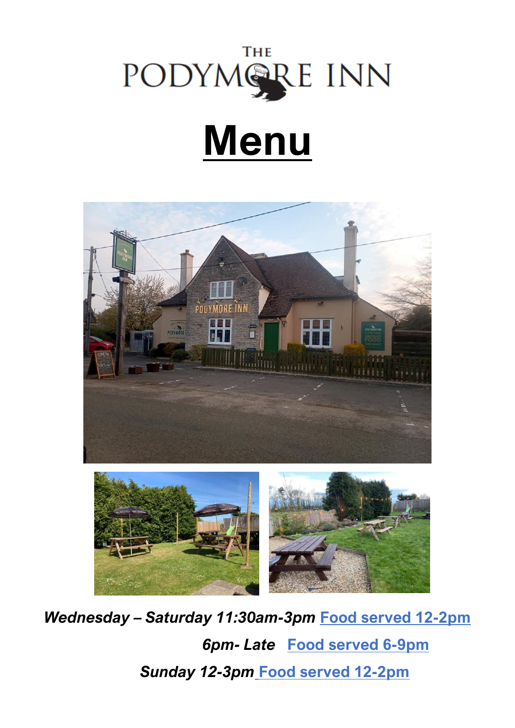# THE PODYMORE INN

# Menu

***Wednesday – Saturday 11:30am-3pm*** **Food served 12-2pm**

***6pm- Late*** **Food served 6-9pm**

***Sunday 12-3pm*** **Food served 12-2pm**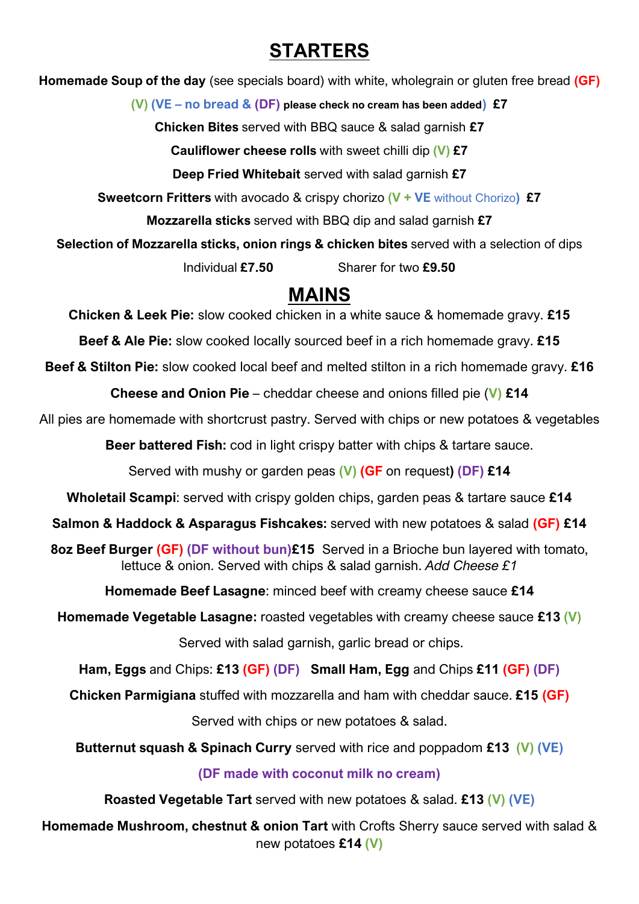# STARTERS

**Homemade Soup of the day** (see specials board) with white, wholegrain or gluten free bread **(GF)** **(V)** **(VE – no bread & (DF)** **please check no cream has been added)** **£7**

**Chicken Bites** served with BBQ sauce & salad garnish **£7**

**Cauliflower cheese rolls** with sweet chilli dip **(V)** **£7**

**Deep Fried Whitebait** served with salad garnish **£7**

**Sweetcorn Fritters** with avocado & crispy chorizo **(V + VE** without Chorizo**)** **£7**

**Mozzarella sticks** served with BBQ dip and salad garnish **£7**

**Selection of Mozzarella sticks, onion rings & chicken bites** served with a selection of dips

Individual **£7.50** Sharer for two **£9.50**

# MAINS

**Chicken & Leek Pie:** slow cooked chicken in a white sauce & homemade gravy. **£15**

**Beef & Ale Pie:** slow cooked locally sourced beef in a rich homemade gravy. **£15**

**Beef & Stilton Pie:** slow cooked local beef and melted stilton in a rich homemade gravy. **£16**

**Cheese and Onion Pie** – cheddar cheese and onions filled pie (**V**) **£14**

All pies are homemade with shortcrust pastry. Served with chips or new potatoes & vegetables

**Beer battered Fish:** cod in light crispy batter with chips & tartare sauce.

Served with mushy or garden peas **(V)** **(GF** on request**)** **(DF)** **£14**

**Wholetail Scampi**: served with crispy golden chips, garden peas & tartare sauce **£14**

**Salmon & Haddock & Asparagus Fishcakes:** served with new potatoes & salad **(GF)** **£14**

**8oz Beef Burger** **(GF)** **(DF without bun)****£15** Served in a Brioche bun layered with tomato, lettuce & onion. Served with chips & salad garnish. *Add Cheese £1*

**Homemade Beef Lasagne**: minced beef with creamy cheese sauce **£14**

**Homemade Vegetable Lasagne:** roasted vegetables with creamy cheese sauce **£13** **(V)**

Served with salad garnish, garlic bread or chips.

**Ham, Eggs** and Chips: **£13** **(GF)** **(DF)** **Small Ham, Egg** and Chips **£11** **(GF)** **(DF)**

**Chicken Parmigiana** stuffed with mozzarella and ham with cheddar sauce. **£15** **(GF)**

Served with chips or new potatoes & salad.

**Butternut squash & Spinach Curry** served with rice and poppadom **£13** **(V)** **(VE)**

**(DF made with coconut milk no cream)**

**Roasted Vegetable Tart** served with new potatoes & salad. **£13** **(V)** **(VE)**

**Homemade Mushroom, chestnut & onion Tart** with Crofts Sherry sauce served with salad & new potatoes **£14** **(V)**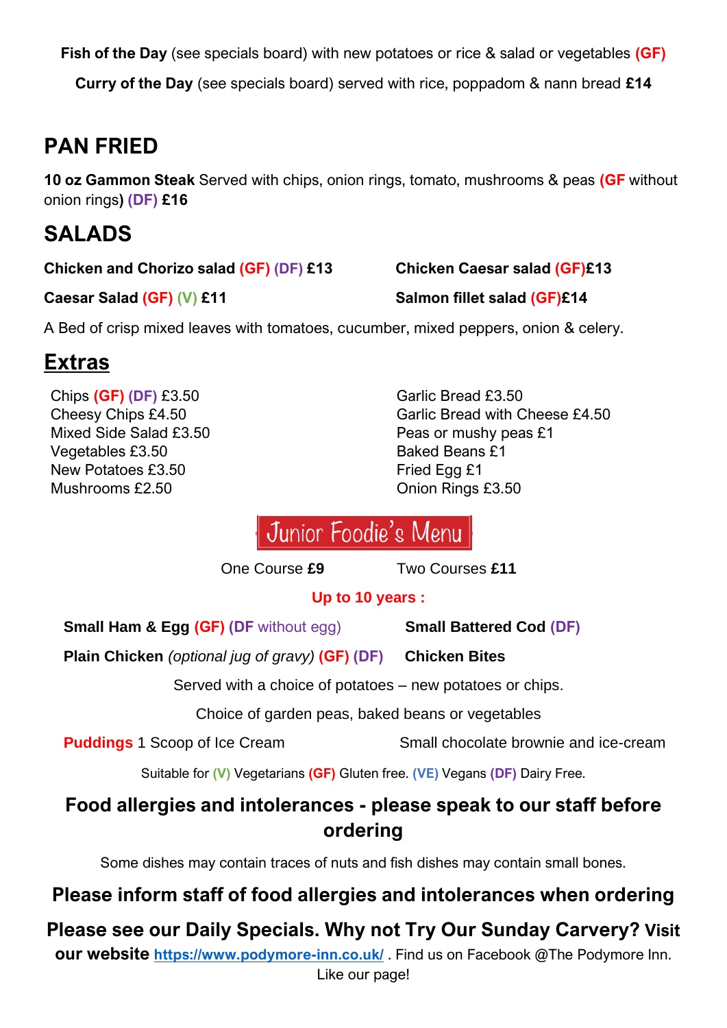**Fish of the Day** (see specials board) with new potatoes or rice & salad or vegetables **(GF)**

**Curry of the Day** (see specials board) served with rice, poppadom & nann bread **£14**

## PAN FRIED

**10 oz Gammon Steak** Served with chips, onion rings, tomato, mushrooms & peas **(GF** without onion rings**) (DF) £16**

## SALADS

**Chicken and Chorizo salad (GF) (DF) £13**

**Caesar Salad (GF) (V) £11**

**Chicken Caesar salad (GF)£13**

**Salmon fillet salad (GF)£14**

A Bed of crisp mixed leaves with tomatoes, cucumber, mixed peppers, onion & celery.

## Extras

Chips **(GF) (DF)** £3.50
Cheesy Chips £4.50
Mixed Side Salad £3.50
Vegetables £3.50
New Potatoes £3.50
Mushrooms £2.50

Garlic Bread £3.50
Garlic Bread with Cheese £4.50
Peas or mushy peas £1
Baked Beans £1
Fried Egg £1
Onion Rings £3.50

## Junior Foodie's Menu

One Course **£9** Two Courses **£11**

**Up to 10 years :**

**Small Ham & Egg (GF) (DF** without egg)

**Plain Chicken** *(optional jug of gravy)* **(GF) (DF)**

**Small Battered Cod (DF)**

**Chicken Bites**

Served with a choice of potatoes – new potatoes or chips.

Choice of garden peas, baked beans or vegetables

**Puddings** 1 Scoop of Ice Cream

Small chocolate brownie and ice-cream

Suitable for **(V)** Vegetarians **(GF)** Gluten free. **(VE)** Vegans **(DF)** Dairy Free.

**Food allergies and intolerances - please speak to our staff before ordering**

Some dishes may contain traces of nuts and fish dishes may contain small bones.

**Please inform staff of food allergies and intolerances when ordering**

**Please see our Daily Specials. Why not Try Our Sunday Carvery? Visit our website** https://www.podymore-inn.co.uk/ . Find us on Facebook @The Podymore Inn. Like our page!